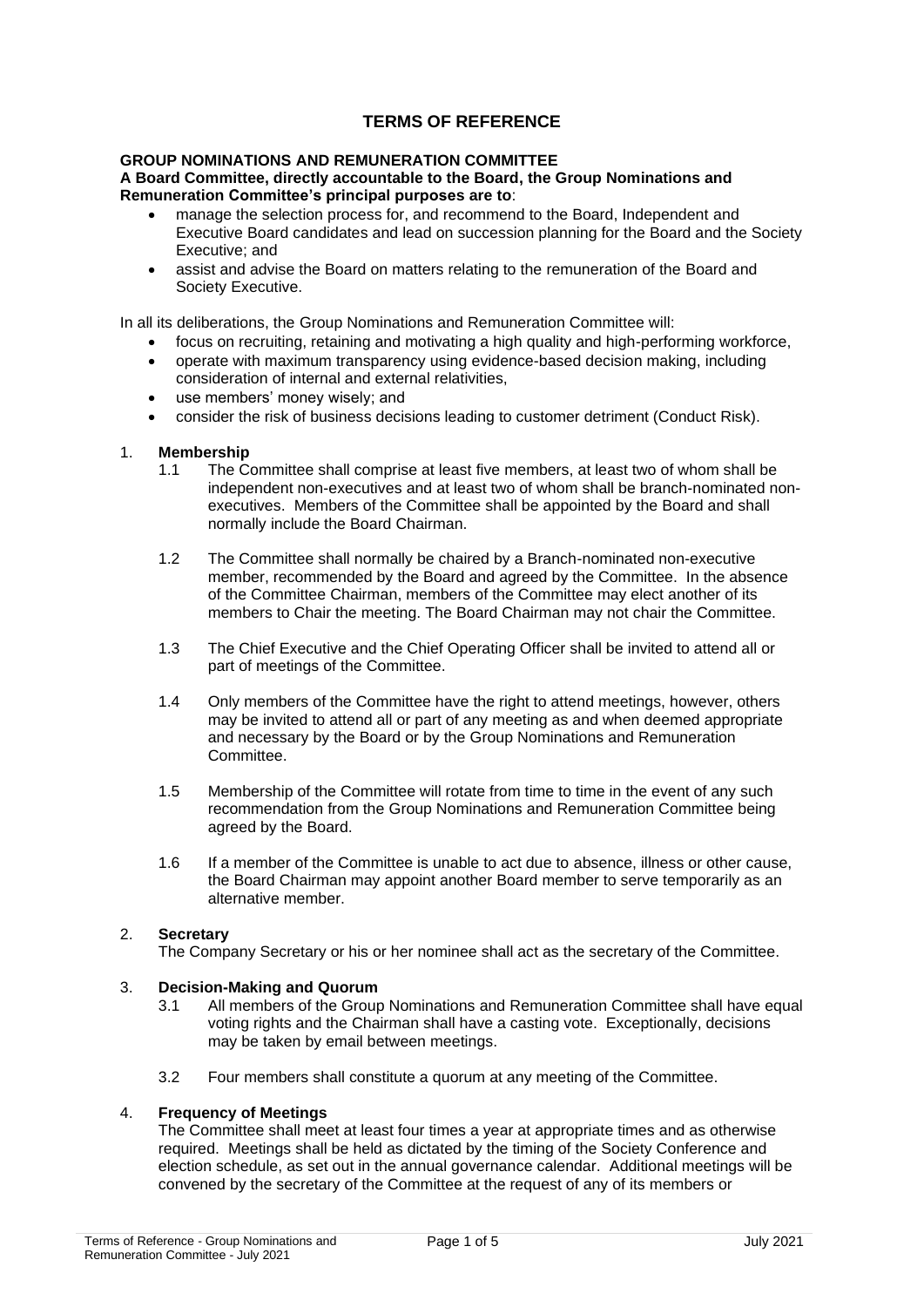# TERMS OF REFERENCE

**GROUP NOMINATIONS AND REMUNERATION COMMITTEE**

**A Board Committee, directly accountable to the Board, the Group Nominations and Remuneration Committee's principal purposes are to**:

- manage the selection process for, and recommend to the Board, Independent and Executive Board candidates and lead on succession planning for the Board and the Society Executive; and
- assist and advise the Board on matters relating to the remuneration of the Board and Society Executive.

In all its deliberations, the Group Nominations and Remuneration Committee will:

- focus on recruiting, retaining and motivating a high quality and high-performing workforce,
- operate with maximum transparency using evidence-based decision making, including consideration of internal and external relativities,
- use members' money wisely; and
- consider the risk of business decisions leading to customer detriment (Conduct Risk).

1. **Membership**

   1.1 The Committee shall comprise at least five members, at least two of whom shall be independent non-executives and at least two of whom shall be branch-nominated non-executives. Members of the Committee shall be appointed by the Board and shall normally include the Board Chairman.

   1.2 The Committee shall normally be chaired by a Branch-nominated non-executive member, recommended by the Board and agreed by the Committee. In the absence of the Committee Chairman, members of the Committee may elect another of its members to Chair the meeting. The Board Chairman may not chair the Committee.

   1.3 The Chief Executive and the Chief Operating Officer shall be invited to attend all or part of meetings of the Committee.

   1.4 Only members of the Committee have the right to attend meetings, however, others may be invited to attend all or part of any meeting as and when deemed appropriate and necessary by the Board or by the Group Nominations and Remuneration Committee.

   1.5 Membership of the Committee will rotate from time to time in the event of any such recommendation from the Group Nominations and Remuneration Committee being agreed by the Board.

   1.6 If a member of the Committee is unable to act due to absence, illness or other cause, the Board Chairman may appoint another Board member to serve temporarily as an alternative member.

2. **Secretary**

   The Company Secretary or his or her nominee shall act as the secretary of the Committee.

3. **Decision-Making and Quorum**

   3.1 All members of the Group Nominations and Remuneration Committee shall have equal voting rights and the Chairman shall have a casting vote. Exceptionally, decisions may be taken by email between meetings.

   3.2 Four members shall constitute a quorum at any meeting of the Committee.

4. **Frequency of Meetings**

   The Committee shall meet at least four times a year at appropriate times and as otherwise required. Meetings shall be held as dictated by the timing of the Society Conference and election schedule, as set out in the annual governance calendar. Additional meetings will be convened by the secretary of the Committee at the request of any of its members or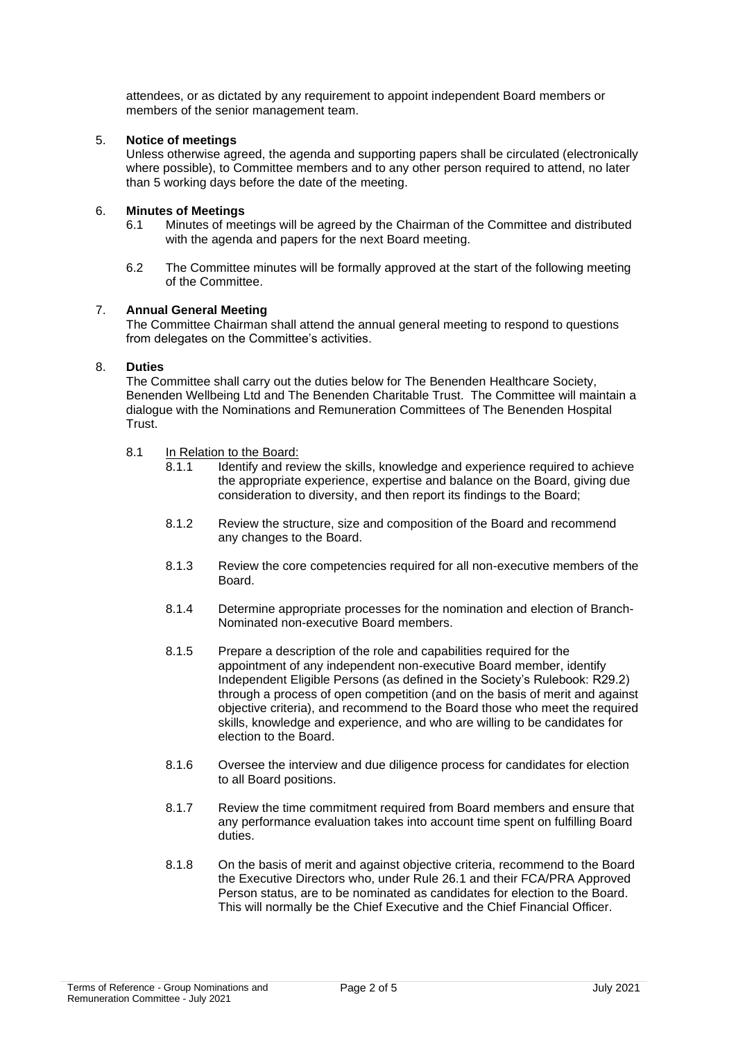attendees, or as dictated by any requirement to appoint independent Board members or members of the senior management team.

5. **Notice of meetings**

Unless otherwise agreed, the agenda and supporting papers shall be circulated (electronically where possible), to Committee members and to any other person required to attend, no later than 5 working days before the date of the meeting.

6. **Minutes of Meetings**

6.1 Minutes of meetings will be agreed by the Chairman of the Committee and distributed with the agenda and papers for the next Board meeting.

6.2 The Committee minutes will be formally approved at the start of the following meeting of the Committee.

7. **Annual General Meeting**

The Committee Chairman shall attend the annual general meeting to respond to questions from delegates on the Committee's activities.

8. **Duties**

The Committee shall carry out the duties below for The Benenden Healthcare Society, Benenden Wellbeing Ltd and The Benenden Charitable Trust. The Committee will maintain a dialogue with the Nominations and Remuneration Committees of The Benenden Hospital Trust.

8.1 In Relation to the Board:

8.1.1 Identify and review the skills, knowledge and experience required to achieve the appropriate experience, expertise and balance on the Board, giving due consideration to diversity, and then report its findings to the Board;

8.1.2 Review the structure, size and composition of the Board and recommend any changes to the Board.

8.1.3 Review the core competencies required for all non-executive members of the Board.

8.1.4 Determine appropriate processes for the nomination and election of Branch-Nominated non-executive Board members.

8.1.5 Prepare a description of the role and capabilities required for the appointment of any independent non-executive Board member, identify Independent Eligible Persons (as defined in the Society's Rulebook: R29.2) through a process of open competition (and on the basis of merit and against objective criteria), and recommend to the Board those who meet the required skills, knowledge and experience, and who are willing to be candidates for election to the Board.

8.1.6 Oversee the interview and due diligence process for candidates for election to all Board positions.

8.1.7 Review the time commitment required from Board members and ensure that any performance evaluation takes into account time spent on fulfilling Board duties.

8.1.8 On the basis of merit and against objective criteria, recommend to the Board the Executive Directors who, under Rule 26.1 and their FCA/PRA Approved Person status, are to be nominated as candidates for election to the Board. This will normally be the Chief Executive and the Chief Financial Officer.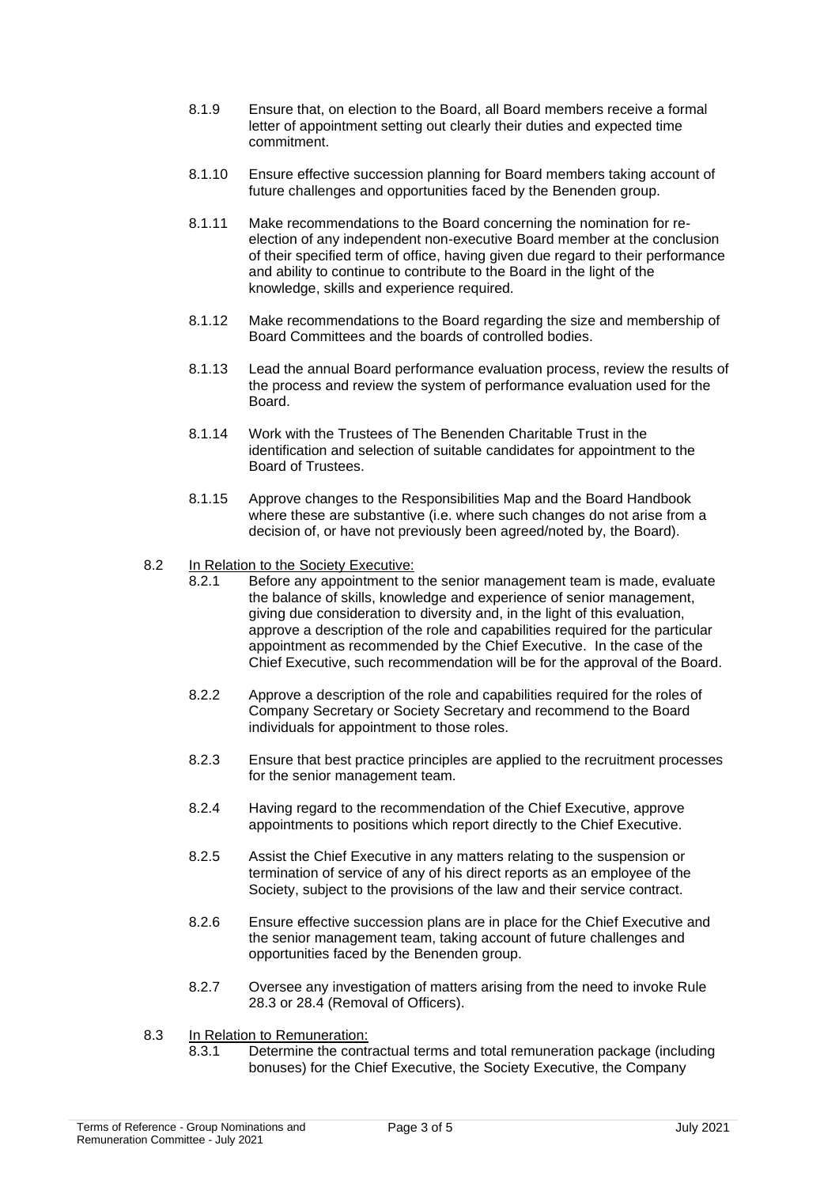8.1.9 Ensure that, on election to the Board, all Board members receive a formal letter of appointment setting out clearly their duties and expected time commitment.

8.1.10 Ensure effective succession planning for Board members taking account of future challenges and opportunities faced by the Benenden group.

8.1.11 Make recommendations to the Board concerning the nomination for re-election of any independent non-executive Board member at the conclusion of their specified term of office, having given due regard to their performance and ability to continue to contribute to the Board in the light of the knowledge, skills and experience required.

8.1.12 Make recommendations to the Board regarding the size and membership of Board Committees and the boards of controlled bodies.

8.1.13 Lead the annual Board performance evaluation process, review the results of the process and review the system of performance evaluation used for the Board.

8.1.14 Work with the Trustees of The Benenden Charitable Trust in the identification and selection of suitable candidates for appointment to the Board of Trustees.

8.1.15 Approve changes to the Responsibilities Map and the Board Handbook where these are substantive (i.e. where such changes do not arise from a decision of, or have not previously been agreed/noted by, the Board).

8.2 <u>In Relation to the Society Executive:</u>

8.2.1 Before any appointment to the senior management team is made, evaluate the balance of skills, knowledge and experience of senior management, giving due consideration to diversity and, in the light of this evaluation, approve a description of the role and capabilities required for the particular appointment as recommended by the Chief Executive. In the case of the Chief Executive, such recommendation will be for the approval of the Board.

8.2.2 Approve a description of the role and capabilities required for the roles of Company Secretary or Society Secretary and recommend to the Board individuals for appointment to those roles.

8.2.3 Ensure that best practice principles are applied to the recruitment processes for the senior management team.

8.2.4 Having regard to the recommendation of the Chief Executive, approve appointments to positions which report directly to the Chief Executive.

8.2.5 Assist the Chief Executive in any matters relating to the suspension or termination of service of any of his direct reports as an employee of the Society, subject to the provisions of the law and their service contract.

8.2.6 Ensure effective succession plans are in place for the Chief Executive and the senior management team, taking account of future challenges and opportunities faced by the Benenden group.

8.2.7 Oversee any investigation of matters arising from the need to invoke Rule 28.3 or 28.4 (Removal of Officers).

8.3 <u>In Relation to Remuneration:</u>

8.3.1 Determine the contractual terms and total remuneration package (including bonuses) for the Chief Executive, the Society Executive, the Company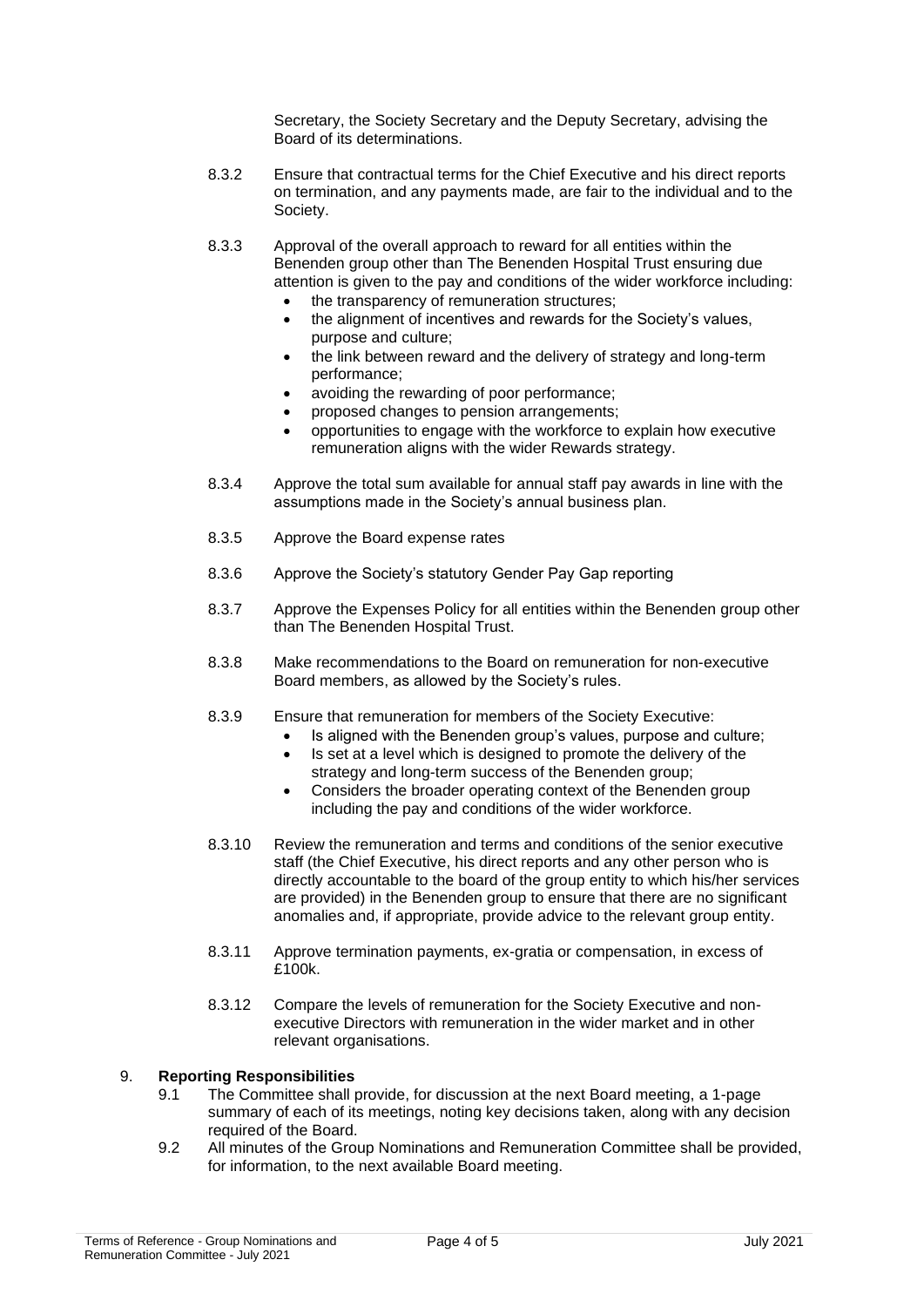Secretary, the Society Secretary and the Deputy Secretary, advising the Board of its determinations.

8.3.2 Ensure that contractual terms for the Chief Executive and his direct reports on termination, and any payments made, are fair to the individual and to the Society.

8.3.3 Approval of the overall approach to reward for all entities within the Benenden group other than The Benenden Hospital Trust ensuring due attention is given to the pay and conditions of the wider workforce including:

- the transparency of remuneration structures;
- the alignment of incentives and rewards for the Society's values, purpose and culture;
- the link between reward and the delivery of strategy and long-term performance;
- avoiding the rewarding of poor performance;
- proposed changes to pension arrangements;
- opportunities to engage with the workforce to explain how executive remuneration aligns with the wider Rewards strategy.

8.3.4 Approve the total sum available for annual staff pay awards in line with the assumptions made in the Society's annual business plan.

8.3.5 Approve the Board expense rates

8.3.6 Approve the Society's statutory Gender Pay Gap reporting

8.3.7 Approve the Expenses Policy for all entities within the Benenden group other than The Benenden Hospital Trust.

8.3.8 Make recommendations to the Board on remuneration for non-executive Board members, as allowed by the Society's rules.

8.3.9 Ensure that remuneration for members of the Society Executive:

- Is aligned with the Benenden group's values, purpose and culture;
- Is set at a level which is designed to promote the delivery of the strategy and long-term success of the Benenden group;
- Considers the broader operating context of the Benenden group including the pay and conditions of the wider workforce.

8.3.10 Review the remuneration and terms and conditions of the senior executive staff (the Chief Executive, his direct reports and any other person who is directly accountable to the board of the group entity to which his/her services are provided) in the Benenden group to ensure that there are no significant anomalies and, if appropriate, provide advice to the relevant group entity.

8.3.11 Approve termination payments, ex-gratia or compensation, in excess of £100k.

8.3.12 Compare the levels of remuneration for the Society Executive and non-executive Directors with remuneration in the wider market and in other relevant organisations.

## 9. Reporting Responsibilities

9.1 The Committee shall provide, for discussion at the next Board meeting, a 1-page summary of each of its meetings, noting key decisions taken, along with any decision required of the Board.

9.2 All minutes of the Group Nominations and Remuneration Committee shall be provided, for information, to the next available Board meeting.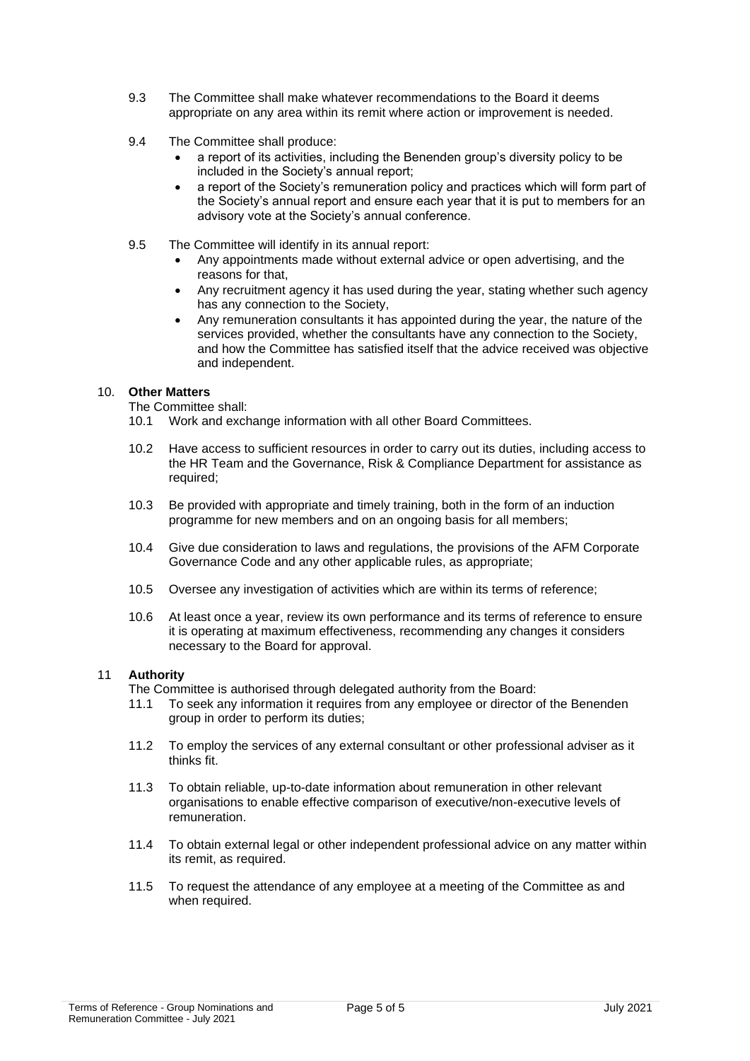9.3 The Committee shall make whatever recommendations to the Board it deems appropriate on any area within its remit where action or improvement is needed.

9.4 The Committee shall produce:

- a report of its activities, including the Benenden group's diversity policy to be included in the Society's annual report;
- a report of the Society's remuneration policy and practices which will form part of the Society's annual report and ensure each year that it is put to members for an advisory vote at the Society's annual conference.

9.5 The Committee will identify in its annual report:

- Any appointments made without external advice or open advertising, and the reasons for that,
- Any recruitment agency it has used during the year, stating whether such agency has any connection to the Society,
- Any remuneration consultants it has appointed during the year, the nature of the services provided, whether the consultants have any connection to the Society, and how the Committee has satisfied itself that the advice received was objective and independent.

## 10. Other Matters

The Committee shall:

10.1 Work and exchange information with all other Board Committees.

10.2 Have access to sufficient resources in order to carry out its duties, including access to the HR Team and the Governance, Risk & Compliance Department for assistance as required;

10.3 Be provided with appropriate and timely training, both in the form of an induction programme for new members and on an ongoing basis for all members;

10.4 Give due consideration to laws and regulations, the provisions of the AFM Corporate Governance Code and any other applicable rules, as appropriate;

10.5 Oversee any investigation of activities which are within its terms of reference;

10.6 At least once a year, review its own performance and its terms of reference to ensure it is operating at maximum effectiveness, recommending any changes it considers necessary to the Board for approval.

## 11 Authority

The Committee is authorised through delegated authority from the Board:

11.1 To seek any information it requires from any employee or director of the Benenden group in order to perform its duties;

11.2 To employ the services of any external consultant or other professional adviser as it thinks fit.

11.3 To obtain reliable, up-to-date information about remuneration in other relevant organisations to enable effective comparison of executive/non-executive levels of remuneration.

11.4 To obtain external legal or other independent professional advice on any matter within its remit, as required.

11.5 To request the attendance of any employee at a meeting of the Committee as and when required.